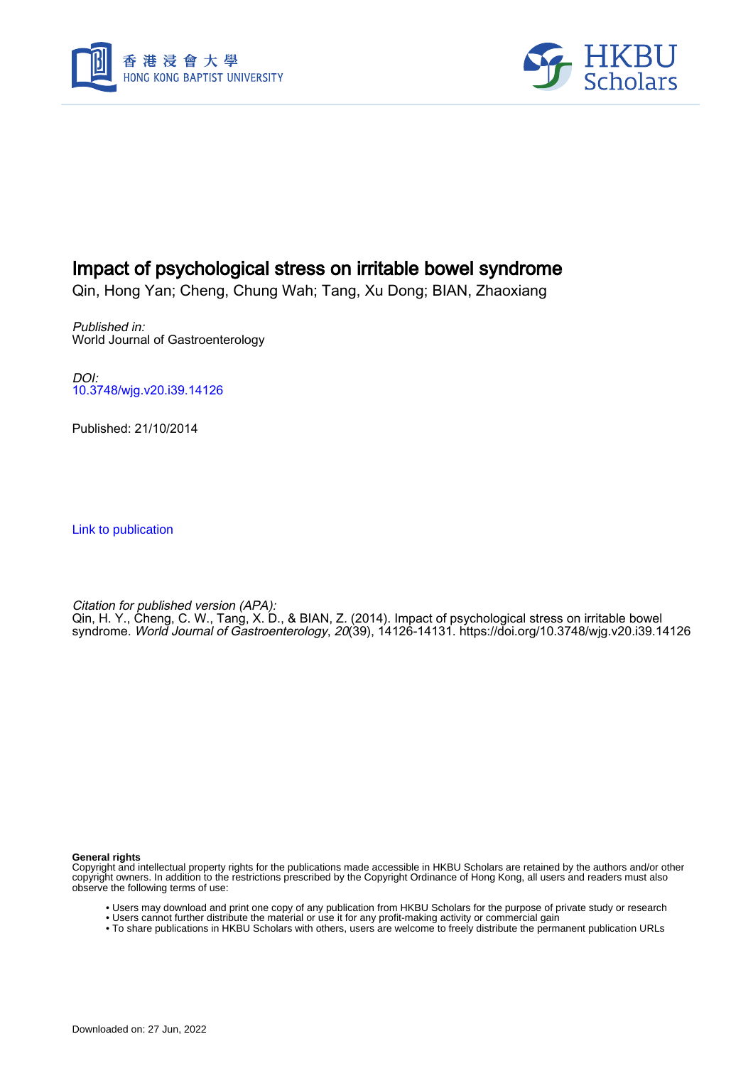# Impact of psychological stress on irritable bowel syndrome

Qin, Hong Yan; Cheng, Chung Wah; Tang, Xu Dong; BIAN, Zhaoxiang

*Published in:*
World Journal of Gastroenterology

*DOI:*
10.3748/wjg.v20.i39.14126

Published: 21/10/2014

Link to publication

*Citation for published version (APA):*
Qin, H. Y., Cheng, C. W., Tang, X. D., & BIAN, Z. (2014). Impact of psychological stress on irritable bowel syndrome. *World Journal of Gastroenterology*, *20*(39), 14126-14131. https://doi.org/10.3748/wjg.v20.i39.14126

**General rights**
Copyright and intellectual property rights for the publications made accessible in HKBU Scholars are retained by the authors and/or other copyright owners. In addition to the restrictions prescribed by the Copyright Ordinance of Hong Kong, all users and readers must also observe the following terms of use:

- Users may download and print one copy of any publication from HKBU Scholars for the purpose of private study or research
- Users cannot further distribute the material or use it for any profit-making activity or commercial gain
- To share publications in HKBU Scholars with others, users are welcome to freely distribute the permanent publication URLs

Downloaded on: 27 Jun, 2022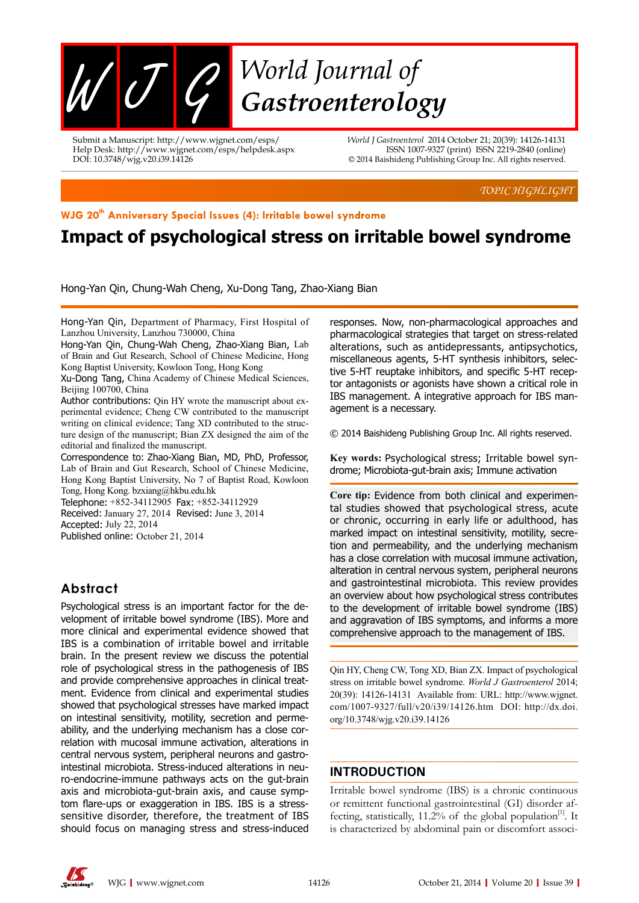WJG 20[th] Anniversary Special Issues (4): Irritable bowel syndrome

TOPIC HIGHLIGHT

# Impact of psychological stress on irritable bowel syndrome

Hong-Yan Qin, Chung-Wah Cheng, Xu-Dong Tang, Zhao-Xiang Bian

Hong-Yan Qin, Department of Pharmacy, First Hospital of Lanzhou University, Lanzhou 730000, China

Hong-Yan Qin, Chung-Wah Cheng, Zhao-Xiang Bian, Lab of Brain and Gut Research, School of Chinese Medicine, Hong Kong Baptist University, Kowloon Tong, Hong Kong

Xu-Dong Tang, China Academy of Chinese Medical Sciences, Beijing 100700, China

Author contributions: Qin HY wrote the manuscript about experimental evidence; Cheng CW contributed to the manuscript writing on clinical evidence; Tang XD contributed to the structure design of the manuscript; Bian ZX designed the aim of the editorial and finalized the manuscript.

Correspondence to: Zhao-Xiang Bian, MD, PhD, Professor, Lab of Brain and Gut Research, School of Chinese Medicine, Hong Kong Baptist University, No 7 of Baptist Road, Kowloon Tong, Hong Kong. bzxiang@hkbu.edu.hk

Telephone: +852-34112905 Fax: +852-34112929

Received: January 27, 2014 Revised: June 3, 2014

Accepted: July 22, 2014

Published online: October 21, 2014

## Abstract

Psychological stress is an important factor for the development of irritable bowel syndrome (IBS). More and more clinical and experimental evidence showed that IBS is a combination of irritable bowel and irritable brain. In the present review we discuss the potential role of psychological stress in the pathogenesis of IBS and provide comprehensive approaches in clinical treatment. Evidence from clinical and experimental studies showed that psychological stresses have marked impact on intestinal sensitivity, motility, secretion and permeability, and the underlying mechanism has a close correlation with mucosal immune activation, alterations in central nervous system, peripheral neurons and gastrointestinal microbiota. Stress-induced alterations in neuro-endocrine-immune pathways acts on the gut-brain axis and microbiota-gut-brain axis, and cause symptom flare-ups or exaggeration in IBS. IBS is a stress-sensitive disorder, therefore, the treatment of IBS should focus on managing stress and stress-induced responses. Now, non-pharmacological approaches and pharmacological strategies that target on stress-related alterations, such as antidepressants, antipsychotics, miscellaneous agents, 5-HT synthesis inhibitors, selective 5-HT reuptake inhibitors, and specific 5-HT receptor antagonists or agonists have shown a critical role in IBS management. A integrative approach for IBS management is a necessary.

© 2014 Baishideng Publishing Group Inc. All rights reserved.

**Key words:** Psychological stress; Irritable bowel syndrome; Microbiota-gut-brain axis; Immune activation

**Core tip:** Evidence from both clinical and experimental studies showed that psychological stress, acute or chronic, occurring in early life or adulthood, has marked impact on intestinal sensitivity, motility, secretion and permeability, and the underlying mechanism has a close correlation with mucosal immune activation, alteration in central nervous system, peripheral neurons and gastrointestinal microbiota. This review provides an overview about how psychological stress contributes to the development of irritable bowel syndrome (IBS) and aggravation of IBS symptoms, and informs a more comprehensive approach to the management of IBS.

Qin HY, Cheng CW, Tong XD, Bian ZX. Impact of psychological stress on irritable bowel syndrome. *World J Gastroenterol* 2014; 20(39): 14126-14131 Available from: URL: http://www.wjgnet.com/1007-9327/full/v20/i39/14126.htm DOI: http://dx.doi.org/10.3748/wjg.v20.i39.14126

## INTRODUCTION

Irritable bowel syndrome (IBS) is a chronic continuous or remittent functional gastrointestinal (GI) disorder affecting, statistically, 11.2% of the global population[1]. It is characterized by abdominal pain or discomfort associ-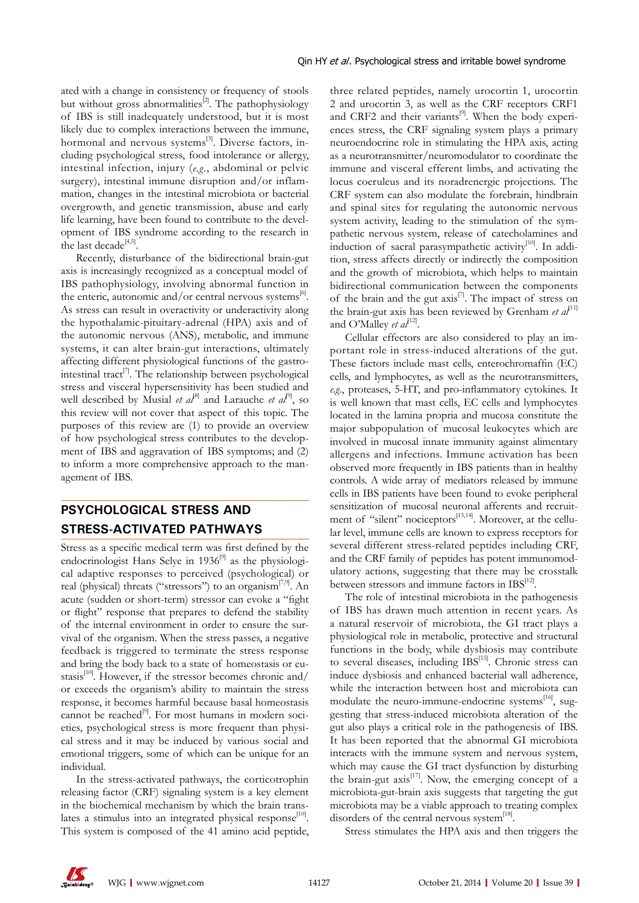ated with a change in consistency or frequency of stools but without gross abnormalities[2]. The pathophysiology of IBS is still inadequately understood, but it is most likely due to complex interactions between the immune, hormonal and nervous systems[3]. Diverse factors, including psychological stress, food intolerance or allergy, intestinal infection, injury (*e.g.*, abdominal or pelvic surgery), intestinal immune disruption and/or inflammation, changes in the intestinal microbiota or bacterial overgrowth, and genetic transmission, abuse and early life learning, have been found to contribute to the development of IBS syndrome according to the research in the last decade[4,5].

Recently, disturbance of the bidirectional brain-gut axis is increasingly recognized as a conceptual model of IBS pathophysiology, involving abnormal function in the enteric, autonomic and/or central nervous systems[6]. As stress can result in overactivity or underactivity along the hypothalamic-pituitary-adrenal (HPA) axis and of the autonomic nervous (ANS), metabolic, and immune systems, it can alter brain-gut interactions, ultimately affecting different physiological functions of the gastrointestinal tract[7]. The relationship between psychological stress and visceral hypersensitivity has been studied and well described by Musial *et al*[8] and Larauche *et al*[9], so this review will not cover that aspect of this topic. The purposes of this review are (1) to provide an overview of how psychological stress contributes to the development of IBS and aggravation of IBS symptoms; and (2) to inform a more comprehensive approach to the management of IBS.

## PSYCHOLOGICAL STRESS AND STRESS-ACTIVATED PATHWAYS

Stress as a specific medical term was first defined by the endocrinologist Hans Selye in 1936[9] as the physiological adaptive responses to perceived (psychological) or real (physical) threats ("stressors") to an organism[7,9]. An acute (sudden or short-term) stressor can evoke a "fight or flight" response that prepares to defend the stability of the internal environment in order to ensure the survival of the organism. When the stress passes, a negative feedback is triggered to terminate the stress response and bring the body back to a state of homeostasis or eustasis[10]. However, if the stressor becomes chronic and/or exceeds the organism's ability to maintain the stress response, it becomes harmful because basal homeostasis cannot be reached[9]. For most humans in modern societies, psychological stress is more frequent than physical stress and it may be induced by various social and emotional triggers, some of which can be unique for an individual.

In the stress-activated pathways, the corticotrophin releasing factor (CRF) signaling system is a key element in the biochemical mechanism by which the brain translates a stimulus into an integrated physical response[10]. This system is composed of the 41 amino acid peptide, three related peptides, namely urocortin 1, urocortin 2 and urocortin 3, as well as the CRF receptors CRF1 and CRF2 and their variants[9]. When the body experiences stress, the CRF signaling system plays a primary neuroendocrine role in stimulating the HPA axis, acting as a neurotransmitter/neuromodulator to coordinate the immune and visceral efferent limbs, and activating the locus coeruleus and its noradrenergic projections. The CRF system can also modulate the forebrain, hindbrain and spinal sites for regulating the autonomic nervous system activity, leading to the stimulation of the sympathetic nervous system, release of catecholamines and induction of sacral parasympathetic activity[10]. In addition, stress affects directly or indirectly the composition and the growth of microbiota, which helps to maintain bidirectional communication between the components of the brain and the gut axis[7]. The impact of stress on the brain-gut axis has been reviewed by Grenham *et al*[11] and O'Malley *et al*[12].

Cellular effectors are also considered to play an important role in stress-induced alterations of the gut. These factors include mast cells, enterochromaffin (EC) cells, and lymphocytes, as well as the neurotransmitters, *e.g.*, proteases, 5-HT, and pro-inflammatory cytokines. It is well known that mast cells, EC cells and lymphocytes located in the lamina propria and mucosa constitute the major subpopulation of mucosal leukocytes which are involved in mucosal innate immunity against alimentary allergens and infections. Immune activation has been observed more frequently in IBS patients than in healthy controls. A wide array of mediators released by immune cells in IBS patients have been found to evoke peripheral sensitization of mucosal neuronal afferents and recruitment of "silent" nociceptors[13,14]. Moreover, at the cellular level, immune cells are known to express receptors for several different stress-related peptides including CRF, and the CRF family of peptides has potent immunomodulatory actions, suggesting that there may be crosstalk between stressors and immune factors in IBS[12].

The role of intestinal microbiota in the pathogenesis of IBS has drawn much attention in recent years. As a natural reservoir of microbiota, the GI tract plays a physiological role in metabolic, protective and structural functions in the body, while dysbiosis may contribute to several diseases, including IBS[15]. Chronic stress can induce dysbiosis and enhanced bacterial wall adherence, while the interaction between host and microbiota can modulate the neuro-immune-endocrine systems[16], suggesting that stress-induced microbiota alteration of the gut also plays a critical role in the pathogenesis of IBS. It has been reported that the abnormal GI microbiota interacts with the immune system and nervous system, which may cause the GI tract dysfunction by disturbing the brain-gut axis[17]. Now, the emerging concept of a microbiota-gut-brain axis suggests that targeting the gut microbiota may be a viable approach to treating complex disorders of the central nervous system[18].

Stress stimulates the HPA axis and then triggers the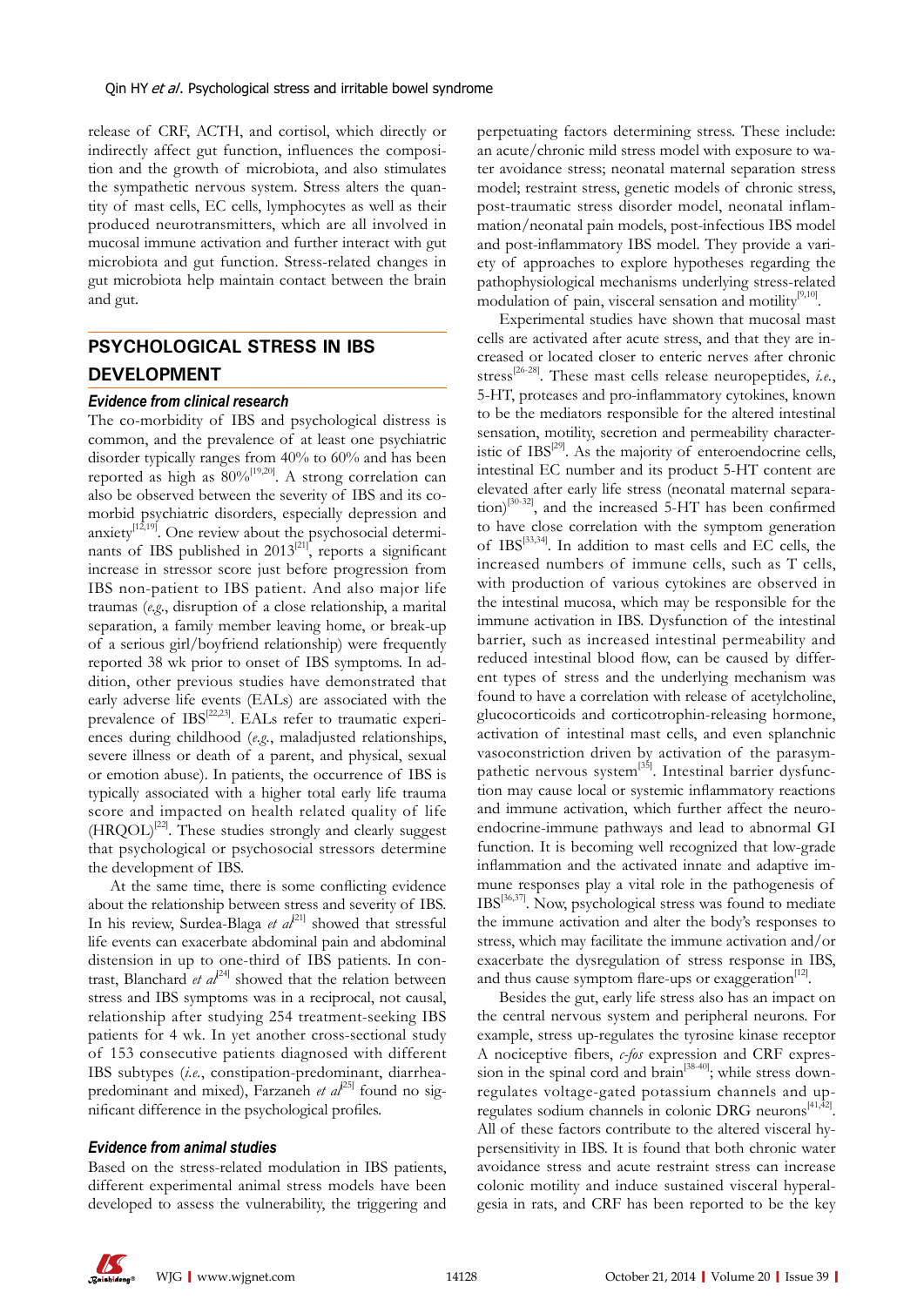release of CRF, ACTH, and cortisol, which directly or indirectly affect gut function, influences the composition and the growth of microbiota, and also stimulates the sympathetic nervous system. Stress alters the quantity of mast cells, EC cells, lymphocytes as well as their produced neurotransmitters, which are all involved in mucosal immune activation and further interact with gut microbiota and gut function. Stress-related changes in gut microbiota help maintain contact between the brain and gut.

## PSYCHOLOGICAL STRESS IN IBS DEVELOPMENT

### *Evidence from clinical research*

The co-morbidity of IBS and psychological distress is common, and the prevalence of at least one psychiatric disorder typically ranges from 40% to 60% and has been reported as high as 80%[19,20]. A strong correlation can also be observed between the severity of IBS and its comorbid psychiatric disorders, especially depression and anxiety[12,19]. One review about the psychosocial determinants of IBS published in 2013[21], reports a significant increase in stressor score just before progression from IBS non-patient to IBS patient. And also major life traumas (*e.g.*, disruption of a close relationship, a marital separation, a family member leaving home, or break-up of a serious girl/boyfriend relationship) were frequently reported 38 wk prior to onset of IBS symptoms. In addition, other previous studies have demonstrated that early adverse life events (EALs) are associated with the prevalence of IBS[22,23]. EALs refer to traumatic experiences during childhood (*e.g.*, maladjusted relationships, severe illness or death of a parent, and physical, sexual or emotion abuse). In patients, the occurrence of IBS is typically associated with a higher total early life trauma score and impacted on health related quality of life (HRQOL)[22]. These studies strongly and clearly suggest that psychological or psychosocial stressors determine the development of IBS.

At the same time, there is some conflicting evidence about the relationship between stress and severity of IBS. In his review, Surdea-Blaga *et al*[21] showed that stressful life events can exacerbate abdominal pain and abdominal distension in up to one-third of IBS patients. In contrast, Blanchard *et al*[24] showed that the relation between stress and IBS symptoms was in a reciprocal, not causal, relationship after studying 254 treatment-seeking IBS patients for 4 wk. In yet another cross-sectional study of 153 consecutive patients diagnosed with different IBS subtypes (*i.e.*, constipation-predominant, diarrhea-predominant and mixed), Farzaneh *et al*[25] found no significant difference in the psychological profiles.

### *Evidence from animal studies*

Based on the stress-related modulation in IBS patients, different experimental animal stress models have been developed to assess the vulnerability, the triggering and perpetuating factors determining stress. These include: an acute/chronic mild stress model with exposure to water avoidance stress; neonatal maternal separation stress model; restraint stress, genetic models of chronic stress, post-traumatic stress disorder model, neonatal inflammation/neonatal pain models, post-infectious IBS model and post-inflammatory IBS model. They provide a variety of approaches to explore hypotheses regarding the pathophysiological mechanisms underlying stress-related modulation of pain, visceral sensation and motility[9,10].

Experimental studies have shown that mucosal mast cells are activated after acute stress, and that they are increased or located closer to enteric nerves after chronic stress[26-28]. These mast cells release neuropeptides, *i.e.*, 5-HT, proteases and pro-inflammatory cytokines, known to be the mediators responsible for the altered intestinal sensation, motility, secretion and permeability characteristic of IBS[29]. As the majority of enteroendocrine cells, intestinal EC number and its product 5-HT content are elevated after early life stress (neonatal maternal separation)[30-32], and the increased 5-HT has been confirmed to have close correlation with the symptom generation of IBS[33,34]. In addition to mast cells and EC cells, the increased numbers of immune cells, such as T cells, with production of various cytokines are observed in the intestinal mucosa, which may be responsible for the immune activation in IBS. Dysfunction of the intestinal barrier, such as increased intestinal permeability and reduced intestinal blood flow, can be caused by different types of stress and the underlying mechanism was found to have a correlation with release of acetylcholine, glucocorticoids and corticotrophin-releasing hormone, activation of intestinal mast cells, and even splanchnic vasoconstriction driven by activation of the parasympathetic nervous system[35]. Intestinal barrier dysfunction may cause local or systemic inflammatory reactions and immune activation, which further affect the neuroendocrine-immune pathways and lead to abnormal GI function. It is becoming well recognized that low-grade inflammation and the activated innate and adaptive immune responses play a vital role in the pathogenesis of IBS[36,37]. Now, psychological stress was found to mediate the immune activation and alter the body's responses to stress, which may facilitate the immune activation and/or exacerbate the dysregulation of stress response in IBS, and thus cause symptom flare-ups or exaggeration[12].

Besides the gut, early life stress also has an impact on the central nervous system and peripheral neurons. For example, stress up-regulates the tyrosine kinase receptor A nociceptive fibers, *c-fos* expression and CRF expression in the spinal cord and brain[38-40]; while stress down-regulates voltage-gated potassium channels and up-regulates sodium channels in colonic DRG neurons[41,42]. All of these factors contribute to the altered visceral hypersensitivity in IBS. It is found that both chronic water avoidance stress and acute restraint stress can increase colonic motility and induce sustained visceral hyperalgesia in rats, and CRF has been reported to be the key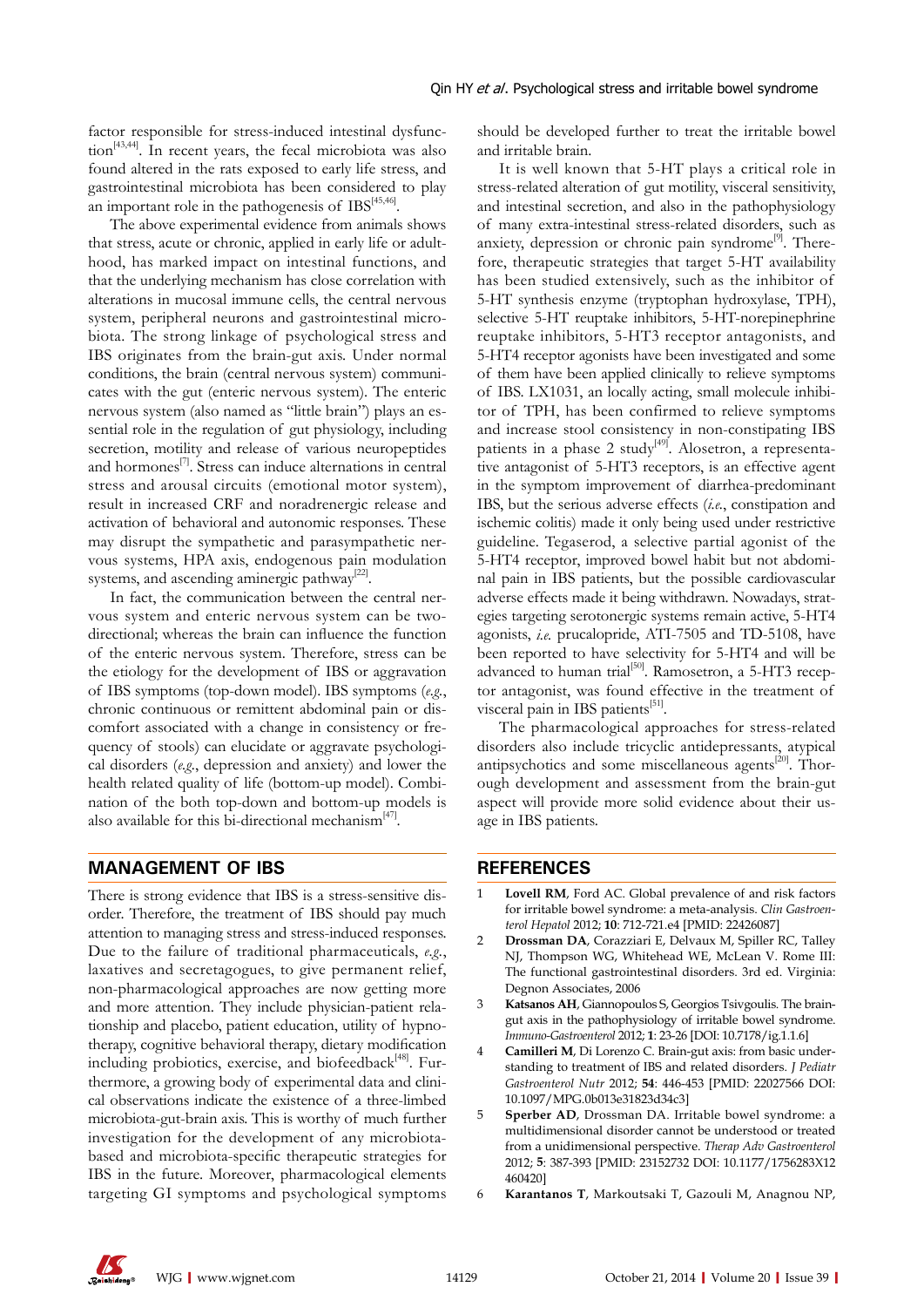factor responsible for stress-induced intestinal dysfunction[43,44]. In recent years, the fecal microbiota was also found altered in the rats exposed to early life stress, and gastrointestinal microbiota has been considered to play an important role in the pathogenesis of IBS[45,46].

The above experimental evidence from animals shows that stress, acute or chronic, applied in early life or adulthood, has marked impact on intestinal functions, and that the underlying mechanism has close correlation with alterations in mucosal immune cells, the central nervous system, peripheral neurons and gastrointestinal microbiota. The strong linkage of psychological stress and IBS originates from the brain-gut axis. Under normal conditions, the brain (central nervous system) communicates with the gut (enteric nervous system). The enteric nervous system (also named as "little brain") plays an essential role in the regulation of gut physiology, including secretion, motility and release of various neuropeptides and hormones[7]. Stress can induce alternations in central stress and arousal circuits (emotional motor system), result in increased CRF and noradrenergic release and activation of behavioral and autonomic responses. These may disrupt the sympathetic and parasympathetic nervous systems, HPA axis, endogenous pain modulation systems, and ascending aminergic pathway[22].

In fact, the communication between the central nervous system and enteric nervous system can be two-directional; whereas the brain can influence the function of the enteric nervous system. Therefore, stress can be the etiology for the development of IBS or aggravation of IBS symptoms (top-down model). IBS symptoms (*e.g.*, chronic continuous or remittent abdominal pain or discomfort associated with a change in consistency or frequency of stools) can elucidate or aggravate psychological disorders (*e.g.*, depression and anxiety) and lower the health related quality of life (bottom-up model). Combination of the both top-down and bottom-up models is also available for this bi-directional mechanism[47].

## MANAGEMENT OF IBS

There is strong evidence that IBS is a stress-sensitive disorder. Therefore, the treatment of IBS should pay much attention to managing stress and stress-induced responses. Due to the failure of traditional pharmaceuticals, *e.g.*, laxatives and secretagogues, to give permanent relief, non-pharmacological approaches are now getting more and more attention. They include physician-patient relationship and placebo, patient education, utility of hypnotherapy, cognitive behavioral therapy, dietary modification including probiotics, exercise, and biofeedback[48]. Furthermore, a growing body of experimental data and clinical observations indicate the existence of a three-limbed microbiota-gut-brain axis. This is worthy of much further investigation for the development of any microbiota-based and microbiota-specific therapeutic strategies for IBS in the future. Moreover, pharmacological elements targeting GI symptoms and psychological symptoms should be developed further to treat the irritable bowel and irritable brain.

It is well known that 5-HT plays a critical role in stress-related alteration of gut motility, visceral sensitivity, and intestinal secretion, and also in the pathophysiology of many extra-intestinal stress-related disorders, such as anxiety, depression or chronic pain syndrome[9]. Therefore, therapeutic strategies that target 5-HT availability has been studied extensively, such as the inhibitor of 5-HT synthesis enzyme (tryptophan hydroxylase, TPH), selective 5-HT reuptake inhibitors, 5-HT-norepinephrine reuptake inhibitors, 5-HT3 receptor antagonists, and 5-HT4 receptor agonists have been investigated and some of them have been applied clinically to relieve symptoms of IBS. LX1031, an locally acting, small molecule inhibitor of TPH, has been confirmed to relieve symptoms and increase stool consistency in non-constipating IBS patients in a phase 2 study[49]. Alosetron, a representative antagonist of 5-HT3 receptors, is an effective agent in the symptom improvement of diarrhea-predominant IBS, but the serious adverse effects (*i.e.*, constipation and ischemic colitis) made it only being used under restrictive guideline. Tegaserod, a selective partial agonist of the 5-HT4 receptor, improved bowel habit but not abdominal pain in IBS patients, but the possible cardiovascular adverse effects made it being withdrawn. Nowadays, strategies targeting serotonergic systems remain active, 5-HT4 agonists, *i.e.* prucalopride, ATI-7505 and TD-5108, have been reported to have selectivity for 5-HT4 and will be advanced to human trial[50]. Ramosetron, a 5-HT3 receptor antagonist, was found effective in the treatment of visceral pain in IBS patients[51].

The pharmacological approaches for stress-related disorders also include tricyclic antidepressants, atypical antipsychotics and some miscellaneous agents[20]. Thorough development and assessment from the brain-gut aspect will provide more solid evidence about their usage in IBS patients.

## REFERENCES

1. **Lovell RM**, Ford AC. Global prevalence of and risk factors for irritable bowel syndrome: a meta-analysis. *Clin Gastroenterol Hepatol* 2012; **10**: 712-721.e4 [PMID: 22426087]
2. **Drossman DA**, Corazziari E, Delvaux M, Spiller RC, Talley NJ, Thompson WG, Whitehead WE, McLean V. Rome III: The functional gastrointestinal disorders. 3rd ed. Virginia: Degnon Associates, 2006
3. **Katsanos AH**, Giannopoulos S, Georgios Tsivgoulis. The brain-gut axis in the pathophysiology of irritable bowel syndrome. *Immuno-Gastroenterol* 2012; **1**: 23-26 [DOI: 10.7178/ig.1.1.6]
4. **Camilleri M**, Di Lorenzo C. Brain-gut axis: from basic understanding to treatment of IBS and related disorders. *J Pediatr Gastroenterol Nutr* 2012; **54**: 446-453 [PMID: 22027566 DOI: 10.1097/MPG.0b013e31823d34c3]
5. **Sperber AD**, Drossman DA. Irritable bowel syndrome: a multidimensional disorder cannot be understood or treated from a unidimensional perspective. *Therap Adv Gastroenterol* 2012; **5**: 387-393 [PMID: 23152732 DOI: 10.1177/1756283X12460420]
6. **Karantanos T**, Markoutsaki T, Gazouli M, Anagnou NP,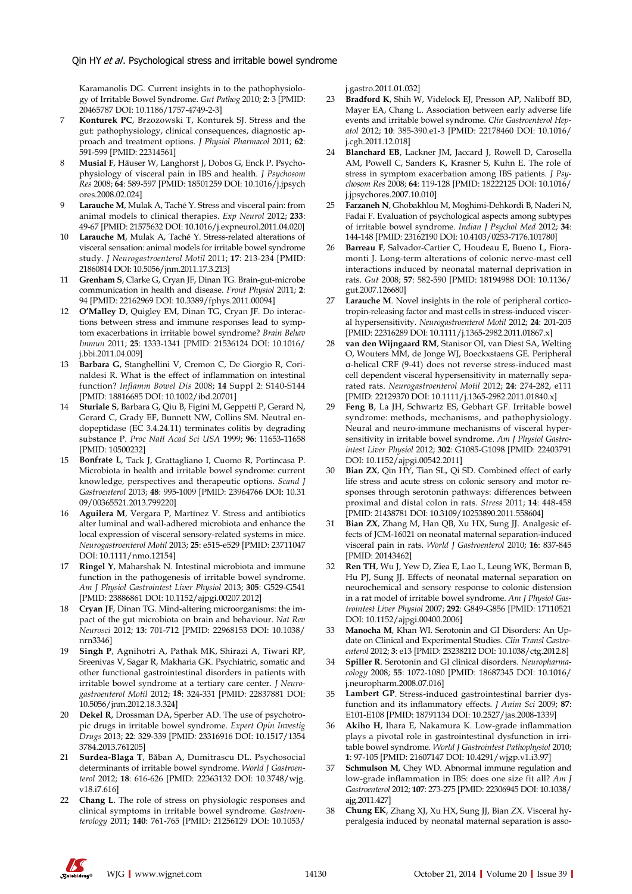Karamanolis DG. Current insights in to the pathophysiology of Irritable Bowel Syndrome. *Gut Pathog* 2010; **2**: 3 [PMID: 20465787 DOI: 10.1186/1757-4749-2-3]

7. **Konturek PC**, Brzozowski T, Konturek SJ. Stress and the gut: pathophysiology, clinical consequences, diagnostic approach and treatment options. *J Physiol Pharmacol* 2011; **62**: 591-599 [PMID: 22314561]
8. **Musial F**, Häuser W, Langhorst J, Dobos G, Enck P. Psychophysiology of visceral pain in IBS and health. *J Psychosom Res* 2008; **64**: 589-597 [PMID: 18501259 DOI: 10.1016/j.jpsychores.2008.02.024]
9. **Larauche M**, Mulak A, Taché Y. Stress and visceral pain: from animal models to clinical therapies. *Exp Neurol* 2012; **233**: 49-67 [PMID: 21575632 DOI: 10.1016/j.expneurol.2011.04.020]
10. **Larauche M**, Mulak A, Taché Y. Stress-related alterations of visceral sensation: animal models for irritable bowel syndrome study. *J Neurogastroenterol Motil* 2011; **17**: 213-234 [PMID: 21860814 DOI: 10.5056/jnm.2011.17.3.213]
11. **Grenham S**, Clarke G, Cryan JF, Dinan TG. Brain-gut-microbe communication in health and disease. *Front Physiol* 2011; **2**: 94 [PMID: 22162969 DOI: 10.3389/fphys.2011.00094]
12. **O'Malley D**, Quigley EM, Dinan TG, Cryan JF. Do interactions between stress and immune responses lead to symptom exacerbations in irritable bowel syndrome? *Brain Behav Immun* 2011; **25**: 1333-1341 [PMID: 21536124 DOI: 10.1016/j.bbi.2011.04.009]
13. **Barbara G**, Stanghellini V, Cremon C, De Giorgio R, Corinaldesi R. What is the effect of inflammation on intestinal function? *Inflamm Bowel Dis* 2008; **14** Suppl 2: S140-S144 [PMID: 18816685 DOI: 10.1002/ibd.20701]
14. **Sturiale S**, Barbara G, Qiu B, Figini M, Geppetti P, Gerard N, Gerard C, Grady EF, Bunnett NW, Collins SM. Neutral endopeptidase (EC 3.4.24.11) terminates colitis by degrading substance P. *Proc Natl Acad Sci USA* 1999; **96**: 11653-11658 [PMID: 10500232]
15. **Bonfrate L**, Tack J, Grattagliano I, Cuomo R, Portincasa P. Microbiota in health and irritable bowel syndrome: current knowledge, perspectives and therapeutic options. *Scand J Gastroenterol* 2013; **48**: 995-1009 [PMID: 23964766 DOI: 10.3109/00365521.2013.799220]
16. **Aguilera M**, Vergara P, Martínez V. Stress and antibiotics alter luminal and wall-adhered microbiota and enhance the local expression of visceral sensory-related systems in mice. *Neurogastroenterol Motil* 2013; **25**: e515-e529 [PMID: 23711047 DOI: 10.1111/nmo.12154]
17. **Ringel Y**, Maharshak N. Intestinal microbiota and immune function in the pathogenesis of irritable bowel syndrome. *Am J Physiol Gastrointest Liver Physiol* 2013; **305**: G529-G541 [PMID: 23886861 DOI: 10.1152/ajpgi.00207.2012]
18. **Cryan JF**, Dinan TG. Mind-altering microorganisms: the impact of the gut microbiota on brain and behaviour. *Nat Rev Neurosci* 2012; **13**: 701-712 [PMID: 22968153 DOI: 10.1038/nrn3346]
19. **Singh P**, Agnihotri A, Pathak MK, Shirazi A, Tiwari RP, Sreenivas V, Sagar R, Makharia GK. Psychiatric, somatic and other functional gastrointestinal disorders in patients with irritable bowel syndrome at a tertiary care center. *J Neurogastroenterol Motil* 2012; **18**: 324-331 [PMID: 22837881 DOI: 10.5056/jnm.2012.18.3.324]
20. **Dekel R**, Drossman DA, Sperber AD. The use of psychotropic drugs in irritable bowel syndrome. *Expert Opin Investig Drugs* 2013; **22**: 329-339 [PMID: 23316916 DOI: 10.1517/13543784.2013.761205]
21. **Surdea-Blaga T**, Băban A, Dumitrascu DL. Psychosocial determinants of irritable bowel syndrome. *World J Gastroenterol* 2012; **18**: 616-626 [PMID: 22363132 DOI: 10.3748/wjg.v18.i7.616]
22. **Chang L**. The role of stress on physiologic responses and clinical symptoms in irritable bowel syndrome. *Gastroenterology* 2011; **140**: 761-765 [PMID: 21256129 DOI: 10.1053/j.gastro.2011.01.032]
23. **Bradford K**, Shih W, Videlock EJ, Presson AP, Naliboff BD, Mayer EA, Chang L. Association between early adverse life events and irritable bowel syndrome. *Clin Gastroenterol Hepatol* 2012; **10**: 385-390.e1-3 [PMID: 22178460 DOI: 10.1016/j.cgh.2011.12.018]
24. **Blanchard EB**, Lackner JM, Jaccard J, Rowell D, Carosella AM, Powell C, Sanders K, Krasner S, Kuhn E. The role of stress in symptom exacerbation among IBS patients. *J Psychosom Res* 2008; **64**: 119-128 [PMID: 18222125 DOI: 10.1016/j.jpsychores.2007.10.010]
25. **Farzaneh N**, Ghobakhlou M, Moghimi-Dehkordi B, Naderi N, Fadai F. Evaluation of psychological aspects among subtypes of irritable bowel syndrome. *Indian J Psychol Med* 2012; **34**: 144-148 [PMID: 23162190 DOI: 10.4103/0253-7176.101780]
26. **Barreau F**, Salvador-Cartier C, Houdeau E, Bueno L, Fioramonti J. Long-term alterations of colonic nerve-mast cell interactions induced by neonatal maternal deprivation in rats. *Gut* 2008; **57**: 582-590 [PMID: 18194988 DOI: 10.1136/gut.2007.126680]
27. **Larauche M**. Novel insights in the role of peripheral corticotropin-releasing factor and mast cells in stress-induced visceral hypersensitivity. *Neurogastroenterol Motil* 2012; **24**: 201-205 [PMID: 22316289 DOI: 10.1111/j.1365-2982.2011.01867.x]
28. **van den Wijngaard RM**, Stanisor OI, van Diest SA, Welting O, Wouters MM, de Jonge WJ, Boeckxstaens GE. Peripheral α-helical CRF (9-41) does not reverse stress-induced mast cell dependent visceral hypersensitivity in maternally separated rats. *Neurogastroenterol Motil* 2012; **24**: 274-282, e111 [PMID: 22129370 DOI: 10.1111/j.1365-2982.2011.01840.x]
29. **Feng B**, La JH, Schwartz ES, Gebhart GF. Irritable bowel syndrome: methods, mechanisms, and pathophysiology. Neural and neuro-immune mechanisms of visceral hypersensitivity in irritable bowel syndrome. *Am J Physiol Gastrointest Liver Physiol* 2012; **302**: G1085-G1098 [PMID: 22403791 DOI: 10.1152/ajpgi.00542.2011]
30. **Bian ZX**, Qin HY, Tian SL, Qi SD. Combined effect of early life stress and acute stress on colonic sensory and motor responses through serotonin pathways: differences between proximal and distal colon in rats. *Stress* 2011; **14**: 448-458 [PMID: 21438781 DOI: 10.3109/10253890.2011.558604]
31. **Bian ZX**, Zhang M, Han QB, Xu HX, Sung JJ. Analgesic effects of JCM-16021 on neonatal maternal separation-induced visceral pain in rats. *World J Gastroenterol* 2010; **16**: 837-845 [PMID: 20143462]
32. **Ren TH**, Wu J, Yew D, Ziea E, Lao L, Leung WK, Berman B, Hu PJ, Sung JJ. Effects of neonatal maternal separation on neurochemical and sensory response to colonic distension in a rat model of irritable bowel syndrome. *Am J Physiol Gastrointest Liver Physiol* 2007; **292**: G849-G856 [PMID: 17110521 DOI: 10.1152/ajpgi.00400.2006]
33. **Manocha M**, Khan WI. Serotonin and GI Disorders: An Update on Clinical and Experimental Studies. *Clin Transl Gastroenterol* 2012; **3**: e13 [PMID: 23238212 DOI: 10.1038/ctg.2012.8]
34. **Spiller R**. Serotonin and GI clinical disorders. *Neuropharmacology* 2008; **55**: 1072-1080 [PMID: 18687345 DOI: 10.1016/j.neuropharm.2008.07.016]
35. **Lambert GP**. Stress-induced gastrointestinal barrier dysfunction and its inflammatory effects. *J Anim Sci* 2009; **87**: E101-E108 [PMID: 18791134 DOI: 10.2527/jas.2008-1339]
36. **Akiho H**, Ihara E, Nakamura K. Low-grade inflammation plays a pivotal role in gastrointestinal dysfunction in irritable bowel syndrome. *World J Gastrointest Pathophysiol* 2010; **1**: 97-105 [PMID: 21607147 DOI: 10.4291/wjgp.v1.i3.97]
37. **Schmulson M**, Chey WD. Abnormal immune regulation and low-grade inflammation in IBS: does one size fit all? *Am J Gastroenterol* 2012; **107**: 273-275 [PMID: 22306945 DOI: 10.1038/ajg.2011.427]
38. **Chung EK**, Zhang XJ, Xu HX, Sung JJ, Bian ZX. Visceral hyperalgesia induced by neonatal maternal separation is asso-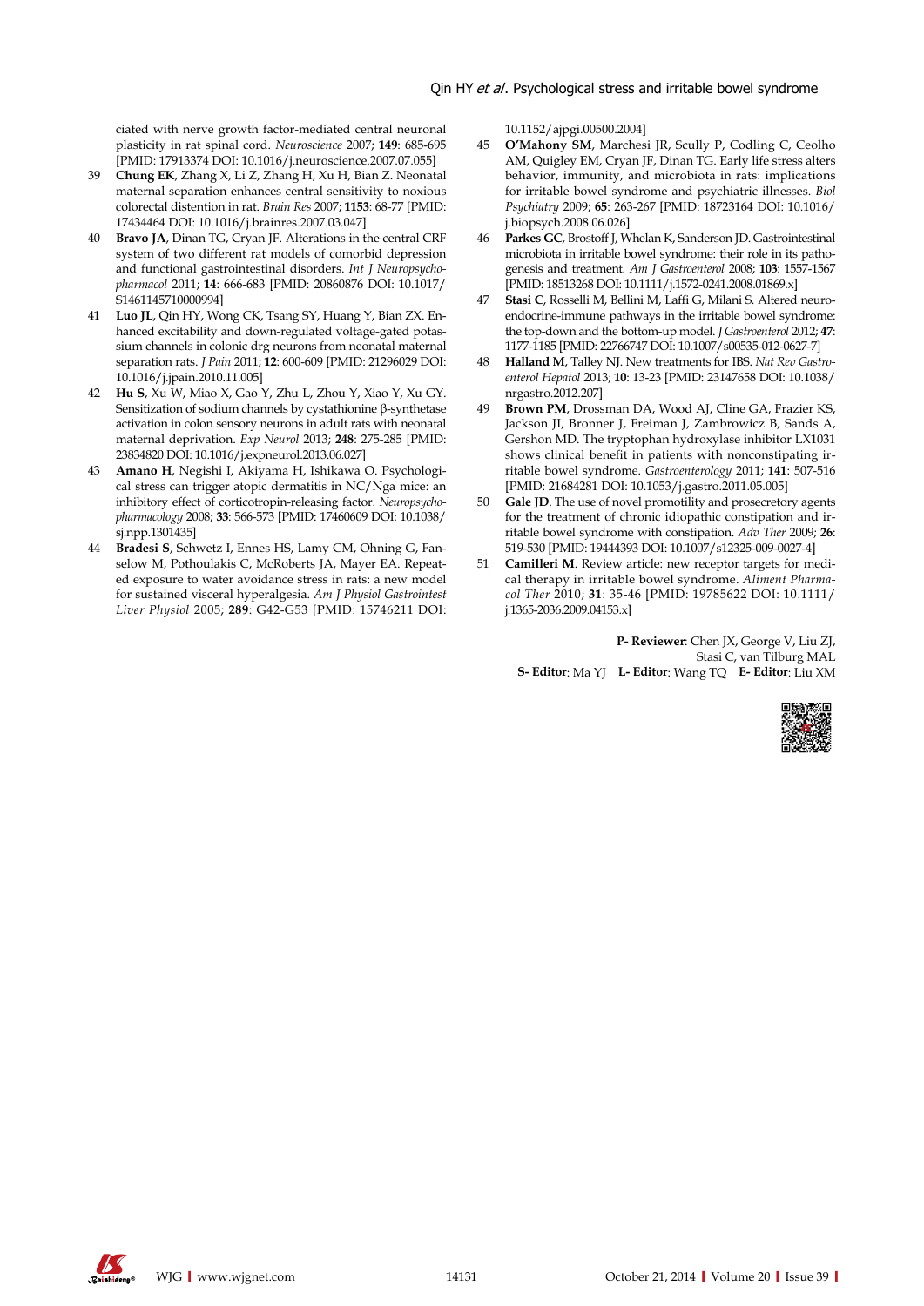ciated with nerve growth factor-mediated central neuronal plasticity in rat spinal cord. *Neuroscience* 2007; **149**: 685-695 [PMID: 17913374 DOI: 10.1016/j.neuroscience.2007.07.055]

39 **Chung EK**, Zhang X, Li Z, Zhang H, Xu H, Bian Z. Neonatal maternal separation enhances central sensitivity to noxious colorectal distention in rat. *Brain Res* 2007; **1153**: 68-77 [PMID: 17434464 DOI: 10.1016/j.brainres.2007.03.047]

40 **Bravo JA**, Dinan TG, Cryan JF. Alterations in the central CRF system of two different rat models of comorbid depression and functional gastrointestinal disorders. *Int J Neuropsychopharmacol* 2011; **14**: 666-683 [PMID: 20860876 DOI: 10.1017/S1461145710000994]

41 **Luo JL**, Qin HY, Wong CK, Tsang SY, Huang Y, Bian ZX. Enhanced excitability and down-regulated voltage-gated potassium channels in colonic drg neurons from neonatal maternal separation rats. *J Pain* 2011; **12**: 600-609 [PMID: 21296029 DOI: 10.1016/j.jpain.2010.11.005]

42 **Hu S**, Xu W, Miao X, Gao Y, Zhu L, Zhou Y, Xiao Y, Xu GY. Sensitization of sodium channels by cystathionine β-synthetase activation in colon sensory neurons in adult rats with neonatal maternal deprivation. *Exp Neurol* 2013; **248**: 275-285 [PMID: 23834820 DOI: 10.1016/j.expneurol.2013.06.027]

43 **Amano H**, Negishi I, Akiyama H, Ishikawa O. Psychological stress can trigger atopic dermatitis in NC/Nga mice: an inhibitory effect of corticotropin-releasing factor. *Neuropsychopharmacology* 2008; **33**: 566-573 [PMID: 17460609 DOI: 10.1038/sj.npp.1301435]

44 **Bradesi S**, Schwetz I, Ennes HS, Lamy CM, Ohning G, Fanselow M, Pothoulakis C, McRoberts JA, Mayer EA. Repeated exposure to water avoidance stress in rats: a new model for sustained visceral hyperalgesia. *Am J Physiol Gastrointest Liver Physiol* 2005; **289**: G42-G53 [PMID: 15746211 DOI: 10.1152/ajpgi.00500.2004]

45 **O'Mahony SM**, Marchesi JR, Scully P, Codling C, Ceolho AM, Quigley EM, Cryan JF, Dinan TG. Early life stress alters behavior, immunity, and microbiota in rats: implications for irritable bowel syndrome and psychiatric illnesses. *Biol Psychiatry* 2009; **65**: 263-267 [PMID: 18723164 DOI: 10.1016/j.biopsych.2008.06.026]

46 **Parkes GC**, Brostoff J, Whelan K, Sanderson JD. Gastrointestinal microbiota in irritable bowel syndrome: their role in its pathogenesis and treatment. *Am J Gastroenterol* 2008; **103**: 1557-1567 [PMID: 18513268 DOI: 10.1111/j.1572-0241.2008.01869.x]

47 **Stasi C**, Rosselli M, Bellini M, Laffi G, Milani S. Altered neuro-endocrine-immune pathways in the irritable bowel syndrome: the top-down and the bottom-up model. *J Gastroenterol* 2012; **47**: 1177-1185 [PMID: 22766747 DOI: 10.1007/s00535-012-0627-7]

48 **Halland M**, Talley NJ. New treatments for IBS. *Nat Rev Gastroenterol Hepatol* 2013; **10**: 13-23 [PMID: 23147658 DOI: 10.1038/nrgastro.2012.207]

49 **Brown PM**, Drossman DA, Wood AJ, Cline GA, Frazier KS, Jackson JI, Bronner J, Freiman J, Zambrowicz B, Sands A, Gershon MD. The tryptophan hydroxylase inhibitor LX1031 shows clinical benefit in patients with nonconstipating irritable bowel syndrome. *Gastroenterology* 2011; **141**: 507-516 [PMID: 21684281 DOI: 10.1053/j.gastro.2011.05.005]

50 **Gale JD**. The use of novel promotility and prosecretory agents for the treatment of chronic idiopathic constipation and irritable bowel syndrome with constipation. *Adv Ther* 2009; **26**: 519-530 [PMID: 19444393 DOI: 10.1007/s12325-009-0027-4]

51 **Camilleri M**. Review article: new receptor targets for medical therapy in irritable bowel syndrome. *Aliment Pharmacol Ther* 2010; **31**: 35-46 [PMID: 19785622 DOI: 10.1111/j.1365-2036.2009.04153.x]

**P- Reviewer**: Chen JX, George V, Liu ZJ, Stasi C, van Tilburg MAL
**S- Editor**: Ma YJ **L- Editor**: Wang TQ **E- Editor**: Liu XM